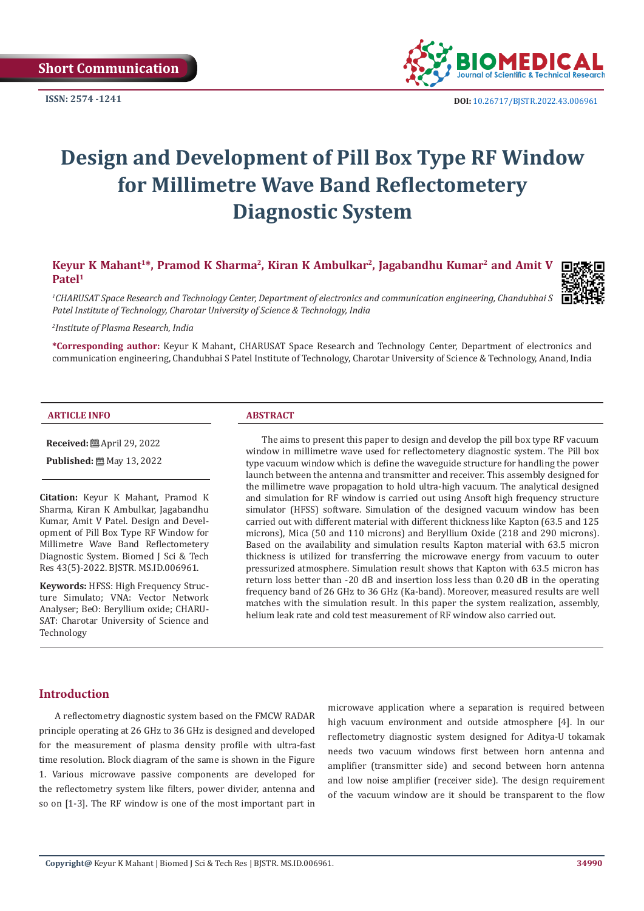Short Communication

ISSN: 2574 -1241

DOI: 10.26717/BJSTR.2022.43.006961

# Design and Development of Pill Box Type RF Window for Millimetre Wave Band Reflectometery Diagnostic System

**Keyur K Mahant[1]*, Pramod K Sharma[2], Kiran K Ambulkar[2], Jagabandhu Kumar[2] and Amit V Patel[1]**

[1]*CHARUSAT Space Research and Technology Center, Department of electronics and communication engineering, Chandubhai S Patel Institute of Technology, Charotar University of Science & Technology, India*

[2]*Institute of Plasma Research, India*

**\*Corresponding author:** Keyur K Mahant, CHARUSAT Space Research and Technology Center, Department of electronics and communication engineering, Chandubhai S Patel Institute of Technology, Charotar University of Science & Technology, Anand, India

### ARTICLE INFO

**Received:** April 29, 2022

**Published:** May 13, 2022

**Citation:** Keyur K Mahant, Pramod K Sharma, Kiran K Ambulkar, Jagabandhu Kumar, Amit V Patel. Design and Development of Pill Box Type RF Window for Millimetre Wave Band Reflectometery Diagnostic System. Biomed J Sci & Tech Res 43(5)-2022. BJSTR. MS.ID.006961.

**Keywords:** HFSS: High Frequency Structure Simulato; VNA: Vector Network Analyser; BeO: Beryllium oxide; CHARUSAT: Charotar University of Science and Technology

### ABSTRACT

The aims to present this paper to design and develop the pill box type RF vacuum window in millimetre wave used for reflectometery diagnostic system. The Pill box type vacuum window which is define the waveguide structure for handling the power launch between the antenna and transmitter and receiver. This assembly designed for the millimetre wave propagation to hold ultra-high vacuum. The analytical designed and simulation for RF window is carried out using Ansoft high frequency structure simulator (HFSS) software. Simulation of the designed vacuum window has been carried out with different material with different thickness like Kapton (63.5 and 125 microns), Mica (50 and 110 microns) and Beryllium Oxide (218 and 290 microns). Based on the availability and simulation results Kapton material with 63.5 micron thickness is utilized for transferring the microwave energy from vacuum to outer pressurized atmosphere. Simulation result shows that Kapton with 63.5 micron has return loss better than -20 dB and insertion loss less than 0.20 dB in the operating frequency band of 26 GHz to 36 GHz (Ka-band). Moreover, measured results are well matches with the simulation result. In this paper the system realization, assembly, helium leak rate and cold test measurement of RF window also carried out.

## Introduction

A reflectometry diagnostic system based on the FMCW RADAR principle operating at 26 GHz to 36 GHz is designed and developed for the measurement of plasma density profile with ultra-fast time resolution. Block diagram of the same is shown in the Figure 1. Various microwave passive components are developed for the reflectometry system like filters, power divider, antenna and so on [1-3]. The RF window is one of the most important part in microwave application where a separation is required between high vacuum environment and outside atmosphere [4]. In our reflectometry diagnostic system designed for Aditya-U tokamak needs two vacuum windows first between horn antenna and amplifier (transmitter side) and second between horn antenna and low noise amplifier (receiver side). The design requirement of the vacuum window are it should be transparent to the flow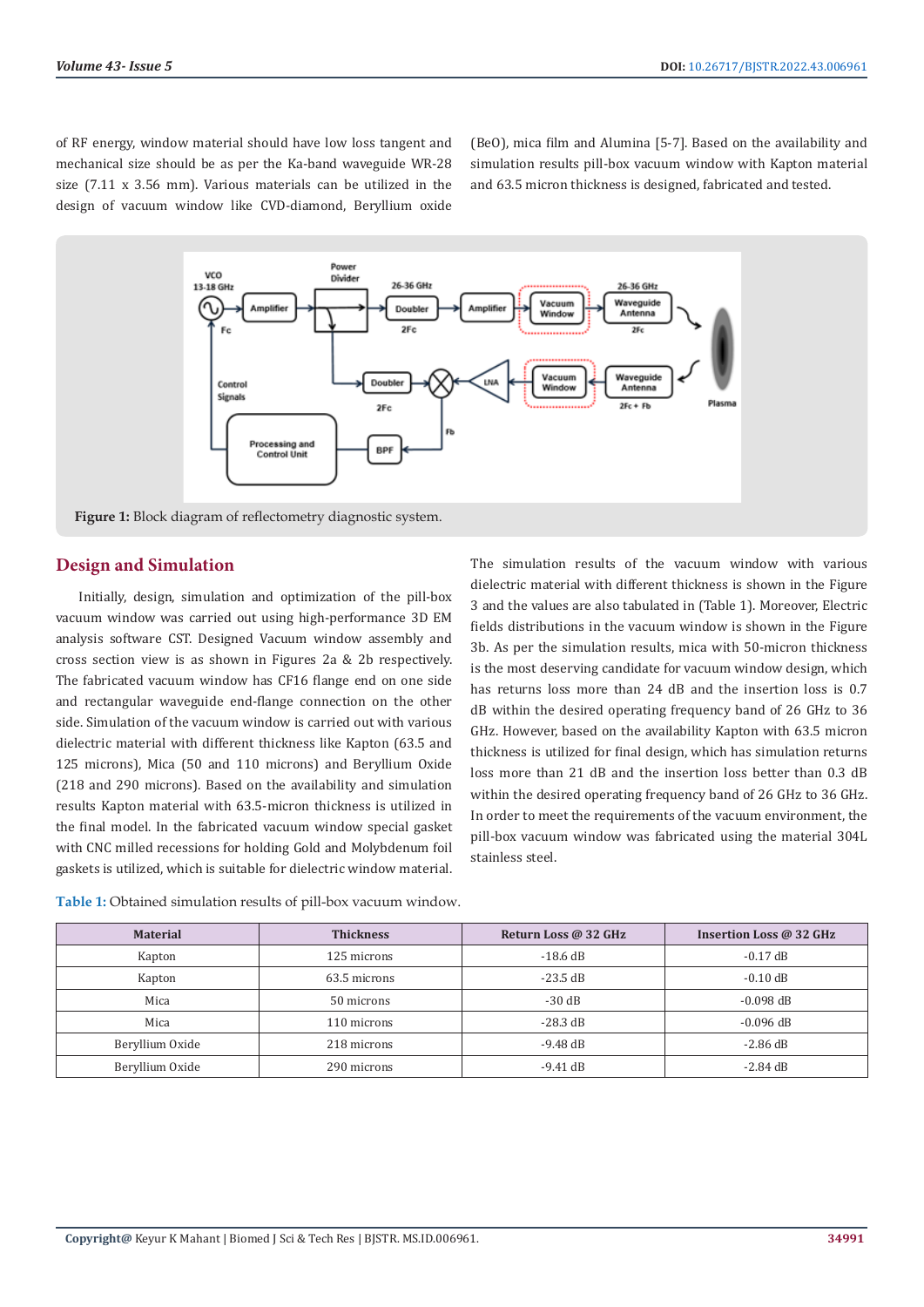of RF energy, window material should have low loss tangent and mechanical size should be as per the Ka-band waveguide WR-28 size (7.11 x 3.56 mm). Various materials can be utilized in the design of vacuum window like CVD-diamond, Beryllium oxide (BeO), mica film and Alumina [5-7]. Based on the availability and simulation results pill-box vacuum window with Kapton material and 63.5 micron thickness is designed, fabricated and tested.

**Figure 1:** Block diagram of reflectometry diagnostic system.

## Design and Simulation

Initially, design, simulation and optimization of the pill-box vacuum window was carried out using high-performance 3D EM analysis software CST. Designed Vacuum window assembly and cross section view is as shown in Figures 2a & 2b respectively. The fabricated vacuum window has CF16 flange end on one side and rectangular waveguide end-flange connection on the other side. Simulation of the vacuum window is carried out with various dielectric material with different thickness like Kapton (63.5 and 125 microns), Mica (50 and 110 microns) and Beryllium Oxide (218 and 290 microns). Based on the availability and simulation results Kapton material with 63.5-micron thickness is utilized in the final model. In the fabricated vacuum window special gasket with CNC milled recessions for holding Gold and Molybdenum foil gaskets is utilized, which is suitable for dielectric window material.

The simulation results of the vacuum window with various dielectric material with different thickness is shown in the Figure 3 and the values are also tabulated in (Table 1). Moreover, Electric fields distributions in the vacuum window is shown in the Figure 3b. As per the simulation results, mica with 50-micron thickness is the most deserving candidate for vacuum window design, which has returns loss more than 24 dB and the insertion loss is 0.7 dB within the desired operating frequency band of 26 GHz to 36 GHz. However, based on the availability Kapton with 63.5 micron thickness is utilized for final design, which has simulation returns loss more than 21 dB and the insertion loss better than 0.3 dB within the desired operating frequency band of 26 GHz to 36 GHz. In order to meet the requirements of the vacuum environment, the pill-box vacuum window was fabricated using the material 304L stainless steel.

**Table 1:** Obtained simulation results of pill-box vacuum window.

| Material | Thickness | Return Loss @ 32 GHz | Insertion Loss @ 32 GHz |
|---|---|---|---|
| Kapton | 125 microns | -18.6 dB | -0.17 dB |
| Kapton | 63.5 microns | -23.5 dB | -0.10 dB |
| Mica | 50 microns | -30 dB | -0.098 dB |
| Mica | 110 microns | -28.3 dB | -0.096 dB |
| Beryllium Oxide | 218 microns | -9.48 dB | -2.86 dB |
| Beryllium Oxide | 290 microns | -9.41 dB | -2.84 dB |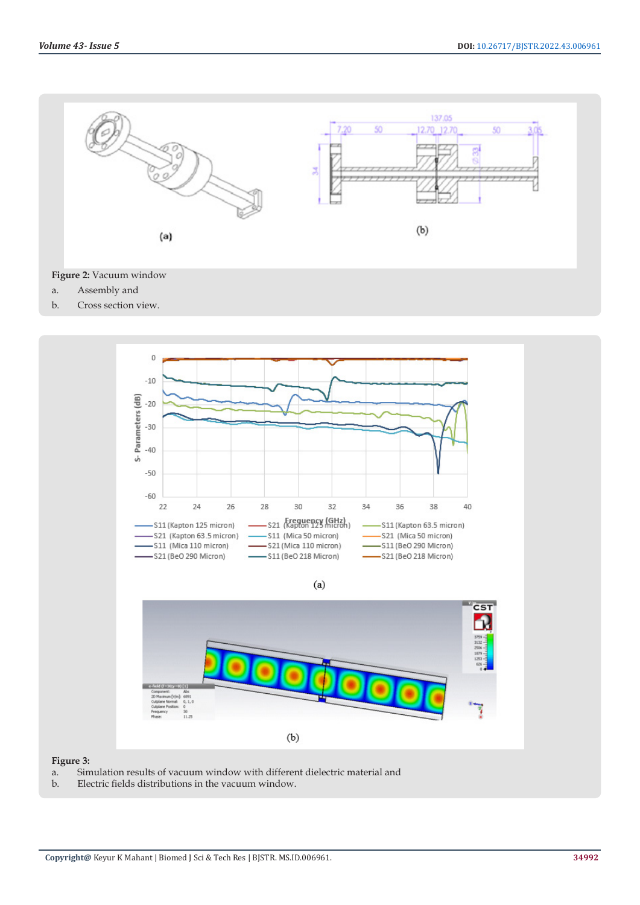**Figure 2:** Vacuum window

a. Assembly and

b. Cross section view.

**Figure 3:**

a. Simulation results of vacuum window with different dielectric material and

b. Electric fields distributions in the vacuum window.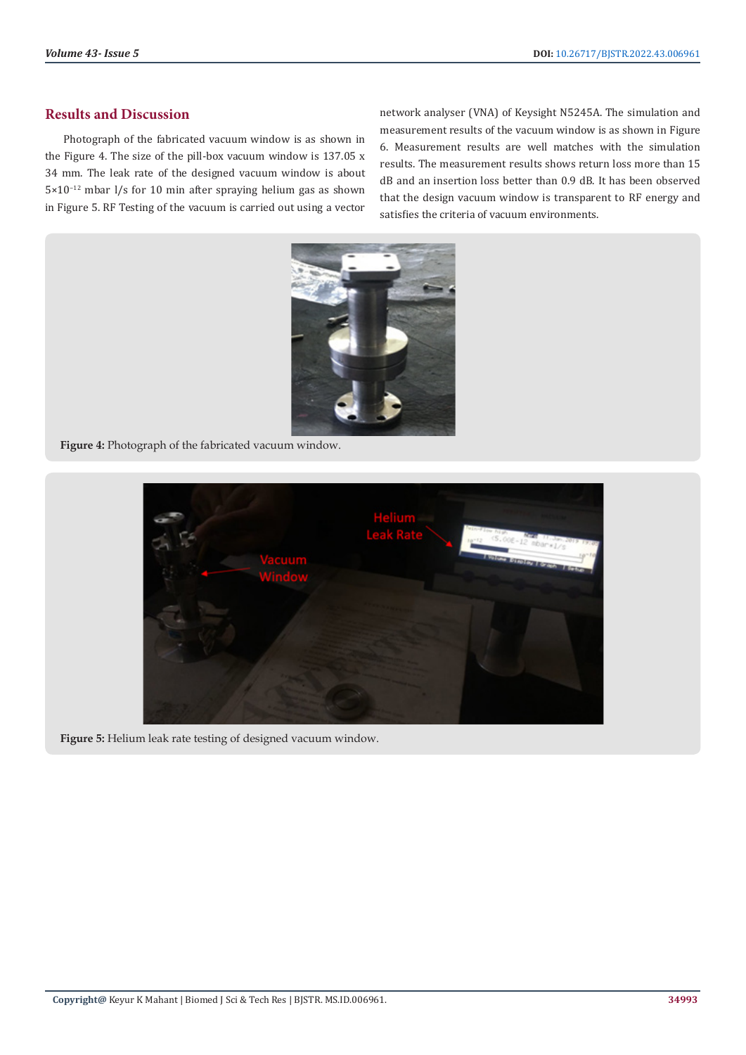## Results and Discussion

Photograph of the fabricated vacuum window is as shown in the Figure 4. The size of the pill-box vacuum window is 137.05 x 34 mm. The leak rate of the designed vacuum window is about $5\times10^{-12}$ mbar l/s for 10 min after spraying helium gas as shown in Figure 5. RF Testing of the vacuum is carried out using a vector network analyser (VNA) of Keysight N5245A. The simulation and measurement results of the vacuum window is as shown in Figure 6. Measurement results are well matches with the simulation results. The measurement results shows return loss more than 15 dB and an insertion loss better than 0.9 dB. It has been observed that the design vacuum window is transparent to RF energy and satisfies the criteria of vacuum environments.

**Figure 4:** Photograph of the fabricated vacuum window.

**Figure 5:** Helium leak rate testing of designed vacuum window.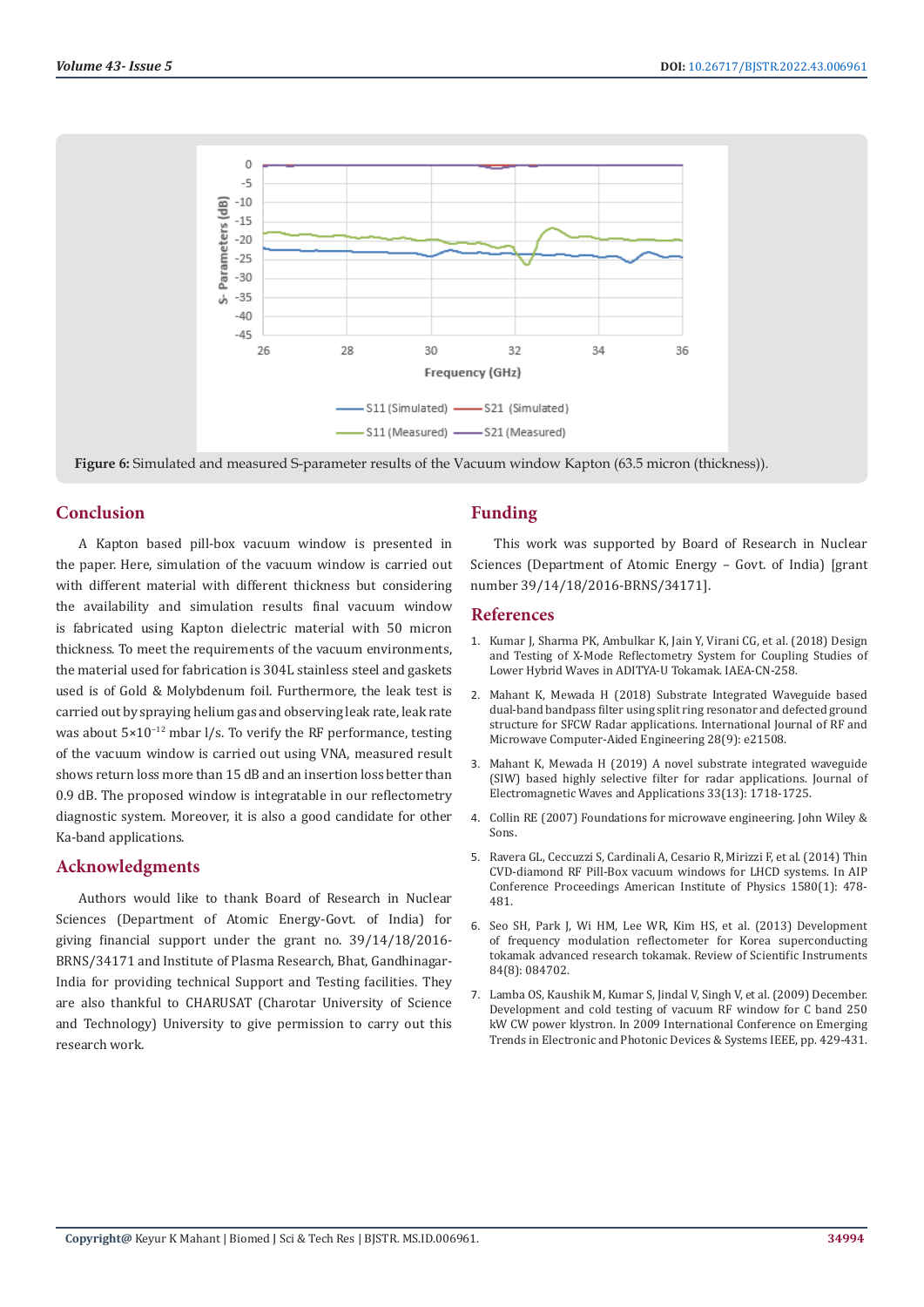Figure 6: Simulated and measured S-parameter results of the Vacuum window Kapton (63.5 micron (thickness)).

## Conclusion

A Kapton based pill-box vacuum window is presented in the paper. Here, simulation of the vacuum window is carried out with different material with different thickness but considering the availability and simulation results final vacuum window is fabricated using Kapton dielectric material with 50 micron thickness. To meet the requirements of the vacuum environments, the material used for fabrication is 304L stainless steel and gaskets used is of Gold & Molybdenum foil. Furthermore, the leak test is carried out by spraying helium gas and observing leak rate, leak rate was about $5 \times 10^{-12}$ mbar l/s. To verify the RF performance, testing of the vacuum window is carried out using VNA, measured result shows return loss more than 15 dB and an insertion loss better than 0.9 dB. The proposed window is integratable in our reflectometry diagnostic system. Moreover, it is also a good candidate for other Ka-band applications.

## Acknowledgments

Authors would like to thank Board of Research in Nuclear Sciences (Department of Atomic Energy-Govt. of India) for giving financial support under the grant no. 39/14/18/2016-BRNS/34171 and Institute of Plasma Research, Bhat, Gandhinagar-India for providing technical Support and Testing facilities. They are also thankful to CHARUSAT (Charotar University of Science and Technology) University to give permission to carry out this research work.

## Funding

This work was supported by Board of Research in Nuclear Sciences (Department of Atomic Energy – Govt. of India) [grant number 39/14/18/2016-BRNS/34171].

## References

1. Kumar J, Sharma PK, Ambulkar K, Jain Y, Virani CG, et al. (2018) Design and Testing of X-Mode Reflectometry System for Coupling Studies of Lower Hybrid Waves in ADITYA-U Tokamak. IAEA-CN-258.
2. Mahant K, Mewada H (2018) Substrate Integrated Waveguide based dual-band bandpass filter using split ring resonator and defected ground structure for SFCW Radar applications. International Journal of RF and Microwave Computer-Aided Engineering 28(9): e21508.
3. Mahant K, Mewada H (2019) A novel substrate integrated waveguide (SIW) based highly selective filter for radar applications. Journal of Electromagnetic Waves and Applications 33(13): 1718-1725.
4. Collin RE (2007) Foundations for microwave engineering. John Wiley & Sons.
5. Ravera GL, Ceccuzzi S, Cardinali A, Cesario R, Mirizzi F, et al. (2014) Thin CVD-diamond RF Pill-Box vacuum windows for LHCD systems. In AIP Conference Proceedings American Institute of Physics 1580(1): 478-481.
6. Seo SH, Park J, Wi HM, Lee WR, Kim HS, et al. (2013) Development of frequency modulation reflectometer for Korea superconducting tokamak advanced research tokamak. Review of Scientific Instruments 84(8): 084702.
7. Lamba OS, Kaushik M, Kumar S, Jindal V, Singh V, et al. (2009) December. Development and cold testing of vacuum RF window for C band 250 kW CW power klystron. In 2009 International Conference on Emerging Trends in Electronic and Photonic Devices & Systems IEEE, pp. 429-431.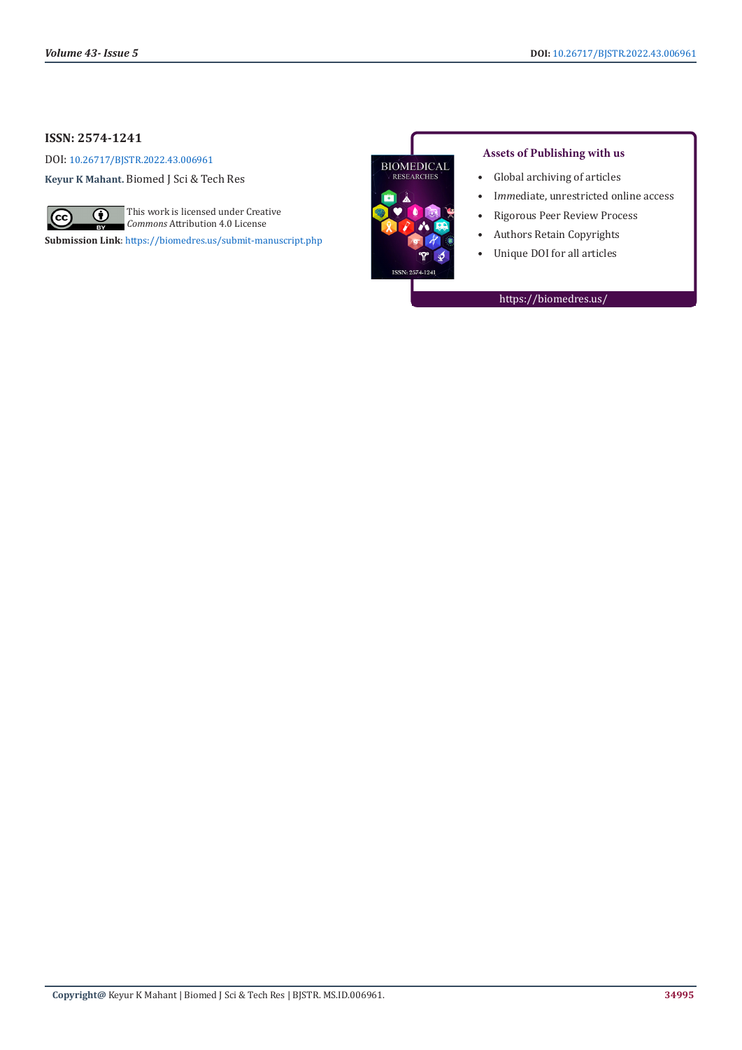**ISSN: 2574-1241**

DOI: 10.26717/BJSTR.2022.43.006961

**Keyur K Mahant.** Biomed J Sci & Tech Res

This work is licensed under Creative *Commons* Attribution 4.0 License

**Submission Link**: https://biomedres.us/submit-manuscript.php

**Assets of Publishing with us**

- Global archiving of articles
- Immediate, unrestricted online access
- Rigorous Peer Review Process
- Authors Retain Copyrights
- Unique DOI for all articles

https://biomedres.us/